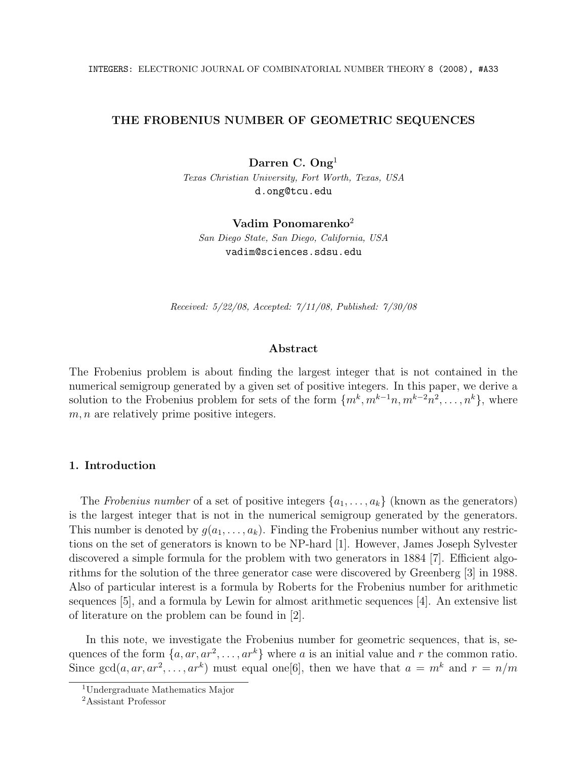# THE FROBENIUS NUMBER OF GEOMETRIC SEQUENCES

**Darren C. Ong**[1]
*Texas Christian University, Fort Worth, Texas, USA*
d.ong@tcu.edu

**Vadim Ponomarenko**[2]
*San Diego State, San Diego, California, USA*
vadim@sciences.sdsu.edu

*Received: 5/22/08, Accepted: 7/11/08, Published: 7/30/08*

## Abstract

The Frobenius problem is about finding the largest integer that is not contained in the numerical semigroup generated by a given set of positive integers. In this paper, we derive a solution to the Frobenius problem for sets of the form $\{m^k, m^{k-1}n, m^{k-2}n^2, \ldots, n^k\}$, where $m, n$ are relatively prime positive integers.

## 1. Introduction

The *Frobenius number* of a set of positive integers $\{a_1, \ldots, a_k\}$ (known as the generators) is the largest integer that is not in the numerical semigroup generated by the generators. This number is denoted by $g(a_1, \ldots, a_k)$. Finding the Frobenius number without any restrictions on the set of generators is known to be NP-hard [1]. However, James Joseph Sylvester discovered a simple formula for the problem with two generators in 1884 [7]. Efficient algorithms for the solution of the three generator case were discovered by Greenberg [3] in 1988. Also of particular interest is a formula by Roberts for the Frobenius number for arithmetic sequences [5], and a formula by Lewin for almost arithmetic sequences [4]. An extensive list of literature on the problem can be found in [2].

In this note, we investigate the Frobenius number for geometric sequences, that is, sequences of the form $\{a, ar, ar^2, \ldots, ar^k\}$ where $a$ is an initial value and $r$ the common ratio. Since $\gcd(a, ar, ar^2, \ldots, ar^k)$ must equal one[6], then we have that $a = m^k$ and $r = n/m$

[1] Undergraduate Mathematics Major
[2] Assistant Professor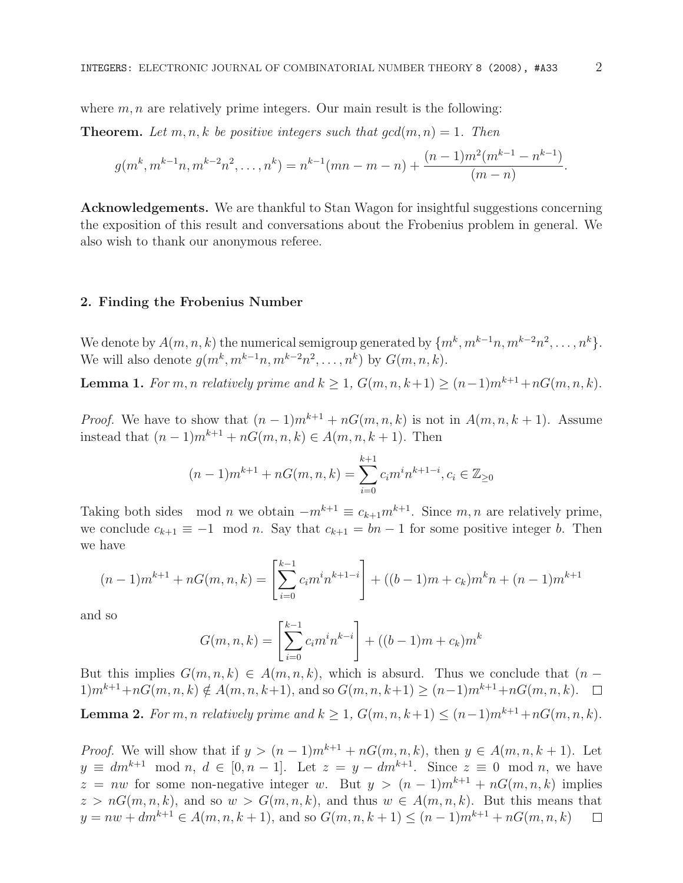where $m, n$ are relatively prime integers. Our main result is the following:

**Theorem.** *Let $m, n, k$ be positive integers such that $gcd(m, n) = 1$. Then*

$$g(m^k, m^{k-1}n, m^{k-2}n^2, \ldots, n^k) = n^{k-1}(mn - m - n) + \frac{(n-1)m^2(m^{k-1} - n^{k-1})}{(m-n)}.$$

**Acknowledgements.** We are thankful to Stan Wagon for insightful suggestions concerning the exposition of this result and conversations about the Frobenius problem in general. We also wish to thank our anonymous referee.

## 2. Finding the Frobenius Number

We denote by $A(m, n, k)$ the numerical semigroup generated by $\{m^k, m^{k-1}n, m^{k-2}n^2, \ldots, n^k\}$. We will also denote $g(m^k, m^{k-1}n, m^{k-2}n^2, \ldots, n^k)$ by $G(m, n, k)$.

**Lemma 1.** *For $m, n$ relatively prime and $k \geq 1$, $G(m, n, k+1) \geq (n-1)m^{k+1} + nG(m, n, k)$.*

*Proof.* We have to show that $(n-1)m^{k+1} + nG(m, n, k)$ is not in $A(m, n, k+1)$. Assume instead that $(n-1)m^{k+1} + nG(m, n, k) \in A(m, n, k+1)$. Then

$$(n-1)m^{k+1} + nG(m, n, k) = \sum_{i=0}^{k+1} c_i m^i n^{k+1-i}, c_i \in \mathbb{Z}_{\geq 0}$$

Taking both sides $\mod n$ we obtain $-m^{k+1} \equiv c_{k+1}m^{k+1}$. Since $m, n$ are relatively prime, we conclude $c_{k+1} \equiv -1 \mod n$. Say that $c_{k+1} = bn - 1$ for some positive integer $b$. Then we have

$$(n-1)m^{k+1} + nG(m, n, k) = \left[\sum_{i=0}^{k-1} c_i m^i n^{k+1-i}\right] + ((b-1)m + c_k)m^k n + (n-1)m^{k+1}$$

and so

$$G(m, n, k) = \left[\sum_{i=0}^{k-1} c_i m^i n^{k-i}\right] + ((b-1)m + c_k)m^k$$

But this implies $G(m, n, k) \in A(m, n, k)$, which is absurd. Thus we conclude that $(n-1)m^{k+1} + nG(m, n, k) \notin A(m, n, k+1)$, and so $G(m, n, k+1) \geq (n-1)m^{k+1} + nG(m, n, k)$. □

**Lemma 2.** *For $m, n$ relatively prime and $k \geq 1$, $G(m, n, k+1) \leq (n-1)m^{k+1} + nG(m, n, k)$.*

*Proof.* We will show that if $y > (n-1)m^{k+1} + nG(m, n, k)$, then $y \in A(m, n, k+1)$. Let $y \equiv dm^{k+1} \mod n$, $d \in [0, n-1]$. Let $z = y - dm^{k+1}$. Since $z \equiv 0 \mod n$, we have $z = nw$ for some non-negative integer $w$. But $y > (n-1)m^{k+1} + nG(m, n, k)$ implies $z > nG(m, n, k)$, and so $w > G(m, n, k)$, and thus $w \in A(m, n, k)$. But this means that $y = nw + dm^{k+1} \in A(m, n, k+1)$, and so $G(m, n, k+1) \leq (n-1)m^{k+1} + nG(m, n, k)$ □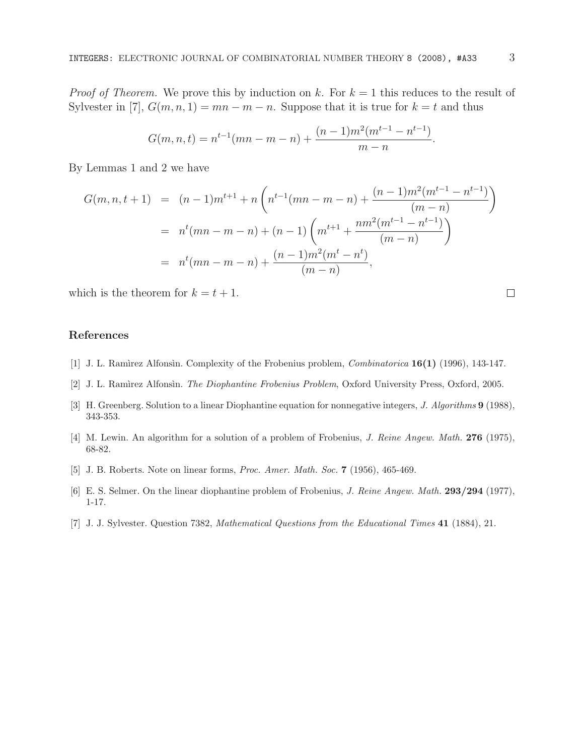*Proof of Theorem.* We prove this by induction on $k$. For $k = 1$ this reduces to the result of Sylvester in [7], $G(m, n, 1) = mn - m - n$. Suppose that it is true for $k = t$ and thus

$$G(m, n, t) = n^{t-1}(mn - m - n) + \frac{(n-1)m^2(m^{t-1} - n^{t-1})}{m - n}.$$

By Lemmas 1 and 2 we have

$$\begin{aligned}
G(m, n, t+1) &= (n-1)m^{t+1} + n\left(n^{t-1}(mn - m - n) + \frac{(n-1)m^2(m^{t-1} - n^{t-1})}{(m-n)}\right) \\
&= n^t(mn - m - n) + (n-1)\left(m^{t+1} + \frac{nm^2(m^{t-1} - n^{t-1})}{(m-n)}\right) \\
&= n^t(mn - m - n) + \frac{(n-1)m^2(m^t - n^t)}{(m-n)},
\end{aligned}$$

which is the theorem for $k = t + 1$. □

## References

[1] J. L. Ramìrez Alfonsìn. Complexity of the Frobenius problem, *Combinatorica* **16(1)** (1996), 143-147.

[2] J. L. Ramìrez Alfonsìn. *The Diophantine Frobenius Problem*, Oxford University Press, Oxford, 2005.

[3] H. Greenberg. Solution to a linear Diophantine equation for nonnegative integers, *J. Algorithms* **9** (1988), 343-353.

[4] M. Lewin. An algorithm for a solution of a problem of Frobenius, *J. Reine Angew. Math.* **276** (1975), 68-82.

[5] J. B. Roberts. Note on linear forms, *Proc. Amer. Math. Soc.* **7** (1956), 465-469.

[6] E. S. Selmer. On the linear diophantine problem of Frobenius, *J. Reine Angew. Math.* **293/294** (1977), 1-17.

[7] J. J. Sylvester. Question 7382, *Mathematical Questions from the Educational Times* **41** (1884), 21.